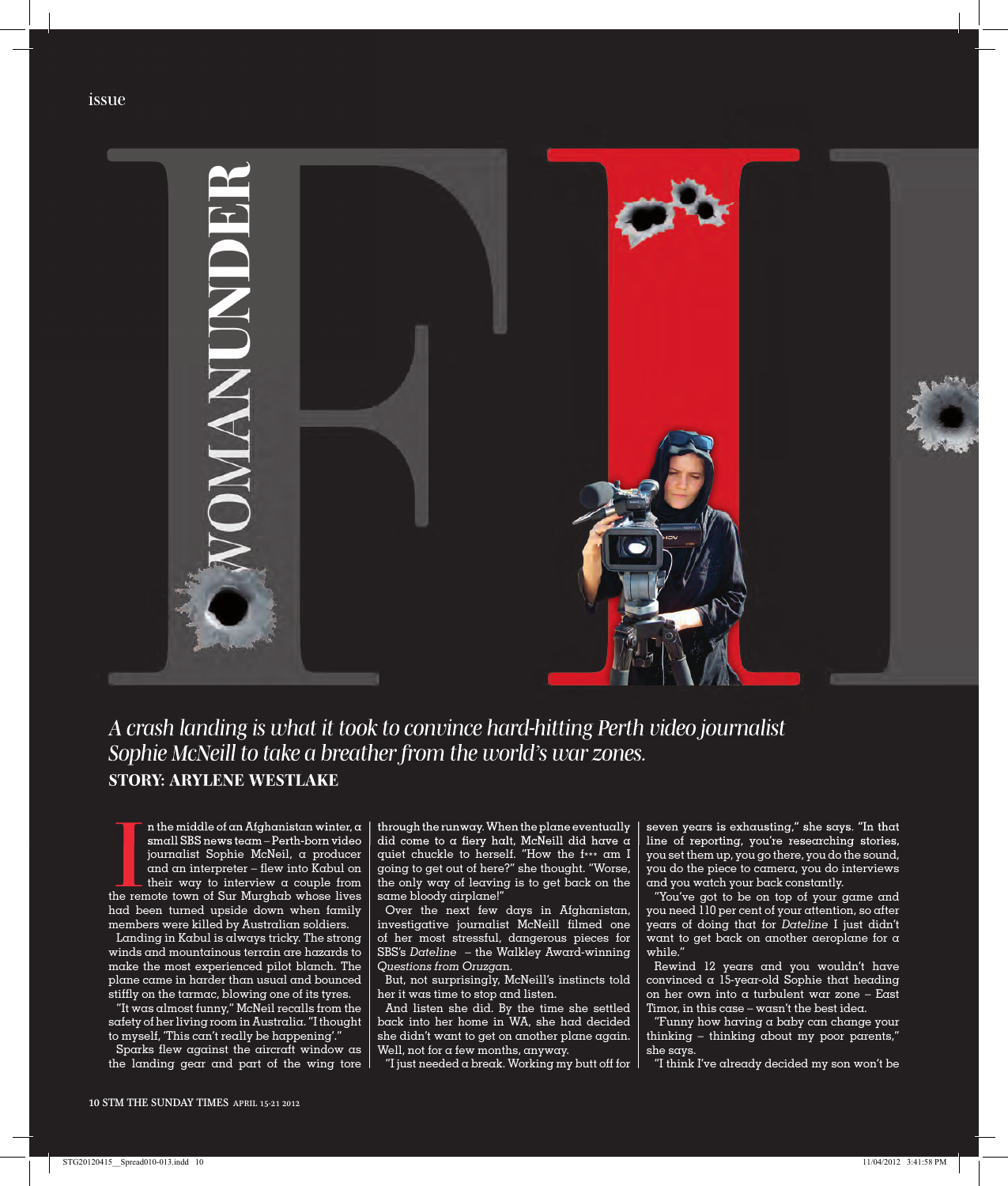issue

# WOMAN UNDER FI

*A crash landing is what it took to convince hard-hitting Perth video journalist Sophie McNeill to take a breather from the world's war zones.*

**STORY: ARYLENE WESTLAKE**

In the middle of an Afghanistan winter, a small SBS news team – Perth-born video journalist Sophie McNeil, a producer and an interpreter – flew into Kabul on their way to interview a couple from the remote town of Sur Murghab whose lives had been turned upside down when family members were killed by Australian soldiers.

Landing in Kabul is always tricky. The strong winds and mountainous terrain are hazards to make the most experienced pilot blanch. The plane came in harder than usual and bounced stiffly on the tarmac, blowing one of its tyres.

"It was almost funny," McNeil recalls from the safety of her living room in Australia. "I thought to myself, 'This can't really be happening'."

Sparks flew against the aircraft window as the landing gear and part of the wing tore through the runway. When the plane eventually did come to a fiery halt, McNeill did have a quiet chuckle to herself. "How the f*** am I going to get out of here?" she thought. "Worse, the only way of leaving is to get back on the same bloody airplane!"

Over the next few days in Afghanistan, investigative journalist McNeill filmed one of her most stressful, dangerous pieces for SBS's *Dateline* – the Walkley Award-winning *Questions from Oruzgan*.

But, not surprisingly, McNeill's instincts told her it was time to stop and listen.

And listen she did. By the time she settled back into her home in WA, she had decided she didn't want to get on another plane again. Well, not for a few months, anyway.

"I just needed a break. Working my butt off for seven years is exhausting," she says. "In that line of reporting, you're researching stories, you set them up, you go there, you do the sound, you do the piece to camera, you do interviews and you watch your back constantly.

"You've got to be on top of your game and you need 110 per cent of your attention, so after years of doing that for *Dateline* I just didn't want to get back on another aeroplane for a while."

Rewind 12 years and you wouldn't have convinced a 15-year-old Sophie that heading on her own into a turbulent war zone – East Timor, in this case – wasn't the best idea.

"Funny how having a baby can change your thinking – thinking about my poor parents," she says.

"I think I've already decided my son won't be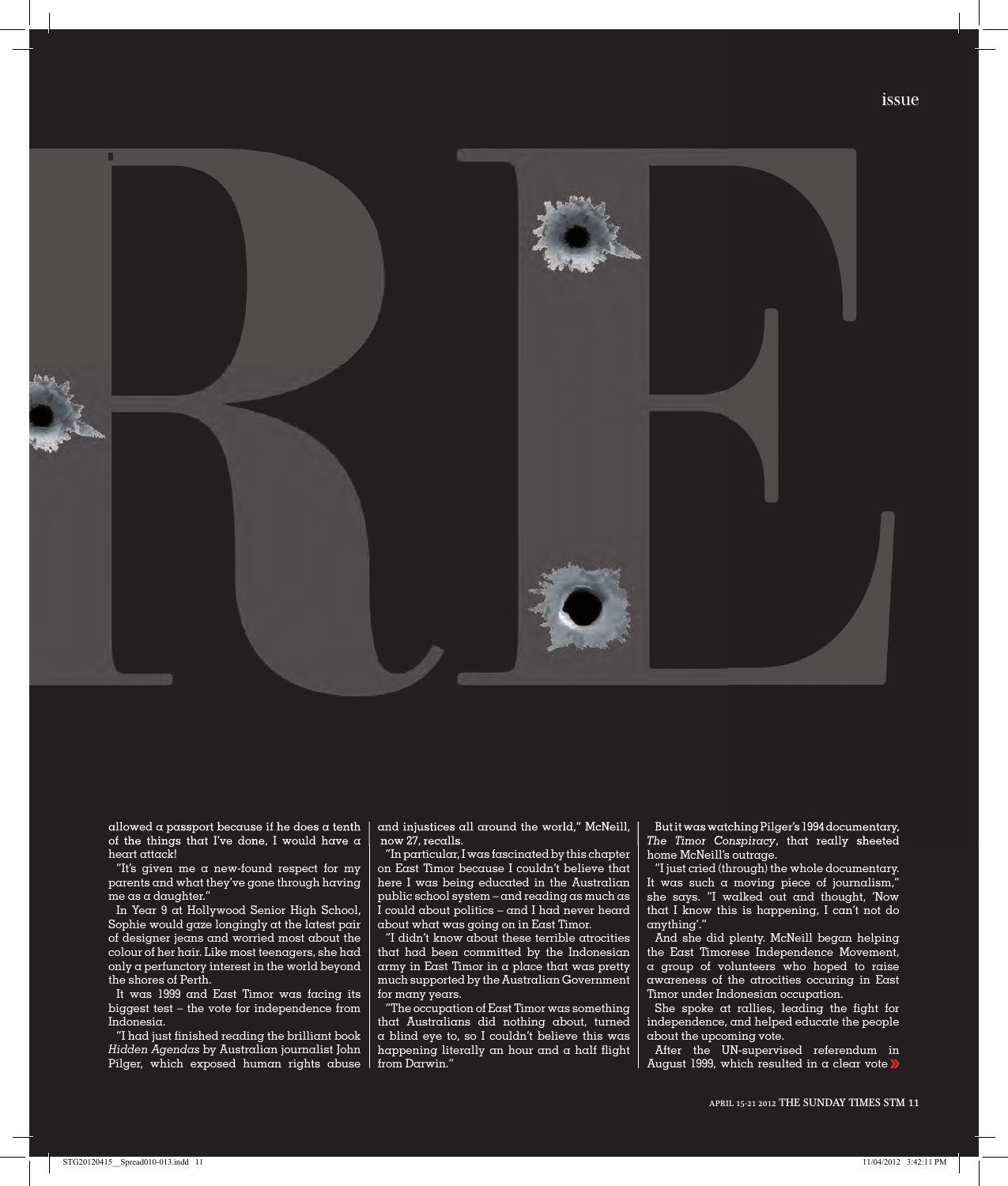RE

allowed a passport because if he does a tenth of the things that I've done, I would have a heart attack!

"It's given me a new-found respect for my parents and what they've gone through having me as a daughter."

In Year 9 at Hollywood Senior High School, Sophie would gaze longingly at the latest pair of designer jeans and worried most about the colour of her hair. Like most teenagers, she had only a perfunctory interest in the world beyond the shores of Perth.

It was 1999 and East Timor was facing its biggest test – the vote for independence from Indonesia.

"I had just finished reading the brilliant book *Hidden Agendas* by Australian journalist John Pilger, which exposed human rights abuse and injustices all around the world," McNeill, now 27, recalls.

"In particular, I was fascinated by this chapter on East Timor because I couldn't believe that here I was being educated in the Australian public school system – and reading as much as I could about politics – and I had never heard about what was going on in East Timor.

"I didn't know about these terrible atrocities that had been committed by the Indonesian army in East Timor in a place that was pretty much supported by the Australian Government for many years.

"The occupation of East Timor was something that Australians did nothing about, turned a blind eye to, so I couldn't believe this was happening literally an hour and a half flight from Darwin."

But it was watching Pilger's 1994 documentary, *The Timor Conspiracy*, that really sheeted home McNeill's outrage.

"I just cried (through) the whole documentary. It was such a moving piece of journalism," she says. "I walked out and thought, 'Now that I know this is happening, I can't not do anything'."

And she did plenty. McNeill began helping the East Timorese Independence Movement, a group of volunteers who hoped to raise awareness of the atrocities occuring in East Timor under Indonesian occupation.

She spoke at rallies, leading the fight for independence, and helped educate the people about the upcoming vote.

After the UN-supervised referendum in August 1999, which resulted in a clear vote »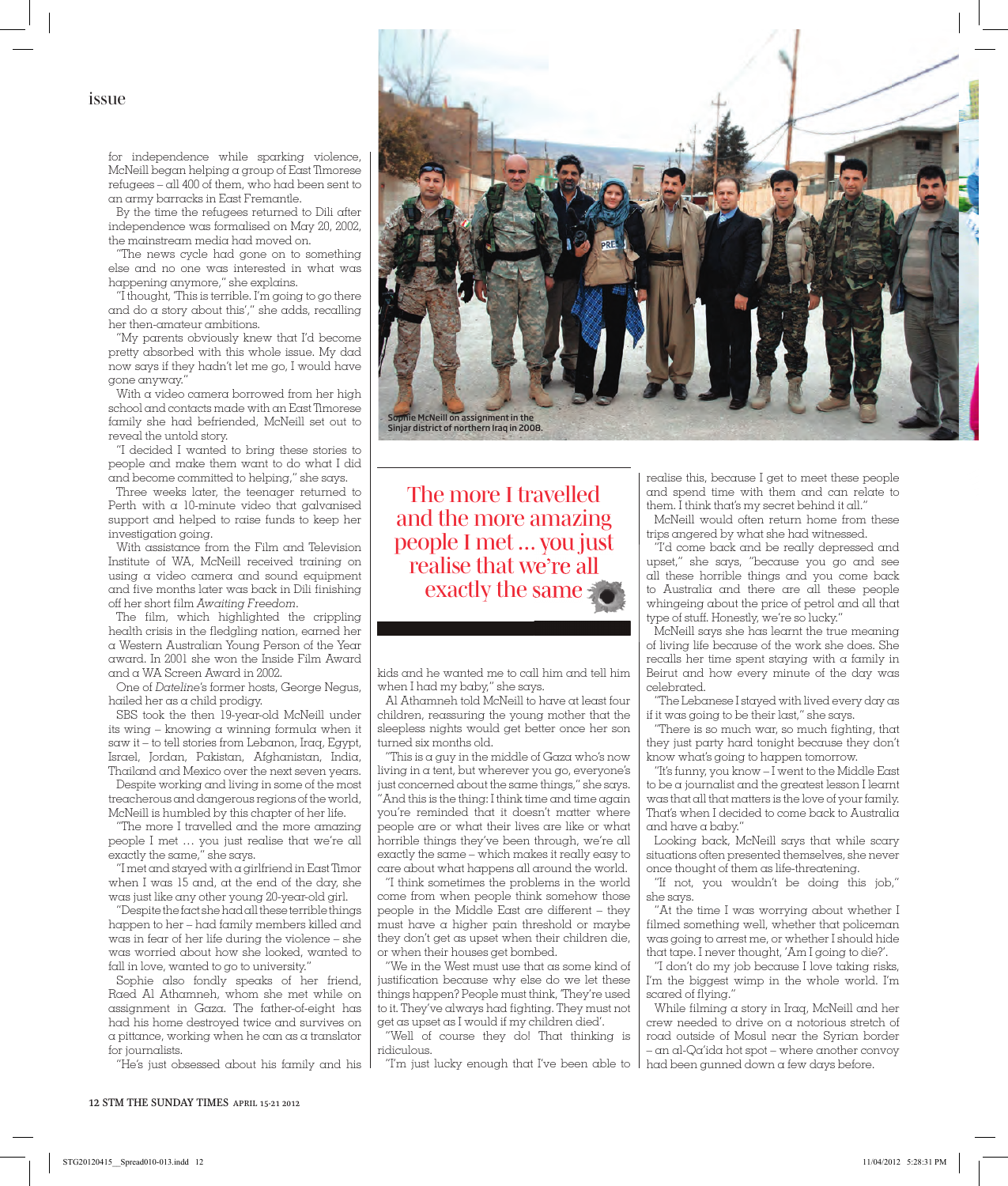for independence while sparking violence, McNeill began helping a group of East Timorese refugees – all 400 of them, who had been sent to an army barracks in East Fremantle.

By the time the refugees returned to Dili after independence was formalised on May 20, 2002, the mainstream media had moved on.

"The news cycle had gone on to something else and no one was interested in what was happening anymore," she explains.

"I thought, 'This is terrible. I'm going to go there and do a story about this'," she adds, recalling her then-amateur ambitions.

"My parents obviously knew that I'd become pretty absorbed with this whole issue. My dad now says if they hadn't let me go, I would have gone anyway."

With a video camera borrowed from her high school and contacts made with an East Timorese family she had befriended, McNeill set out to reveal the untold story.

"I decided I wanted to bring these stories to people and make them want to do what I did and become committed to helping," she says.

Three weeks later, the teenager returned to Perth with a 10-minute video that galvanised support and helped to raise funds to keep her investigation going.

With assistance from the Film and Television Institute of WA, McNeill received training on using a video camera and sound equipment and five months later was back in Dili finishing off her short film *Awaiting Freedom*.

The film, which highlighted the crippling health crisis in the fledgling nation, earned her a Western Australian Young Person of the Year award. In 2001 she won the Inside Film Award and a WA Screen Award in 2002.

One of *Dateline*'s former hosts, George Negus, hailed her as a child prodigy.

SBS took the then 19-year-old McNeill under its wing – knowing a winning formula when it saw it – to tell stories from Lebanon, Iraq, Egypt, Israel, Jordan, Pakistan, Afghanistan, India, Thailand and Mexico over the next seven years.

Despite working and living in some of the most treacherous and dangerous regions of the world, McNeill is humbled by this chapter of her life.

"The more I travelled and the more amazing people I met … you just realise that we're all exactly the same," she says.

"I met and stayed with a girlfriend in East Timor when I was 15 and, at the end of the day, she was just like any other young 20-year-old girl.

"Despite the fact she had all these terrible things happen to her – had family members killed and was in fear of her life during the violence – she was worried about how she looked, wanted to fall in love, wanted to go to university."

Sophie also fondly speaks of her friend, Raed Al Athamneh, whom she met while on assignment in Gaza. The father-of-eight has had his home destroyed twice and survives on a pittance, working when he can as a translator for journalists.

"He's just obsessed about his family and his kids and he wanted me to call him and tell him when I had my baby," she says.

Al Athamneh told McNeill to have at least four children, reassuring the young mother that the sleepless nights would get better once her son turned six months old.

"This is a guy in the middle of Gaza who's now living in a tent, but wherever you go, everyone's just concerned about the same things," she says.

"And this is the thing: I think time and time again you're reminded that it doesn't matter where people are or what their lives are like or what horrible things they've been through, we're all exactly the same – which makes it really easy to care about what happens all around the world.

"I think sometimes the problems in the world come from when people think somehow those people in the Middle East are different – they must have a higher pain threshold or maybe they don't get as upset when their children die, or when their houses get bombed.

"We in the West must use that as some kind of justification because why else do we let these things happen? People must think, 'They're used to it. They've always had fighting. They must not get as upset as I would if my children died'.

"Well of course they do! That thinking is ridiculous.

"I'm just lucky enough that I've been able to realise this, because I get to meet these people and spend time with them and can relate to them. I think that's my secret behind it all."

McNeill would often return home from these trips angered by what she had witnessed.

"I'd come back and be really depressed and upset," she says, "because you go and see all these horrible things and you come back to Australia and there are all these people whingeing about the price of petrol and all that type of stuff. Honestly, we're so lucky."

McNeill says she has learnt the true meaning of living life because of the work she does. She recalls her time spent staying with a family in Beirut and how every minute of the day was celebrated.

"The Lebanese I stayed with lived every day as if it was going to be their last," she says.

"There is so much war, so much fighting, that they just party hard tonight because they don't know what's going to happen tomorrow.

"It's funny, you know – I went to the Middle East to be a journalist and the greatest lesson I learnt was that all that matters is the love of your family. That's when I decided to come back to Australia and have a baby."

Looking back, McNeill says that while scary situations often presented themselves, she never once thought of them as life-threatening.

"If not, you wouldn't be doing this job," she says.

"At the time I was worrying about whether I filmed something well, whether that policeman was going to arrest me, or whether I should hide that tape. I never thought, 'Am I going to die?'.

"I don't do my job because I love taking risks, I'm the biggest wimp in the whole world. I'm scared of flying."

While filming a story in Iraq, McNeill and her crew needed to drive on a notorious stretch of road outside of Mosul near the Syrian border – an al-Qa'ida hot spot – where another convoy had been gunned down a few days before.

Sophie McNeill on assignment in the Sinjar district of northern Iraq in 2008.

> The more I travelled and the more amazing people I met … you just realise that we're all exactly the same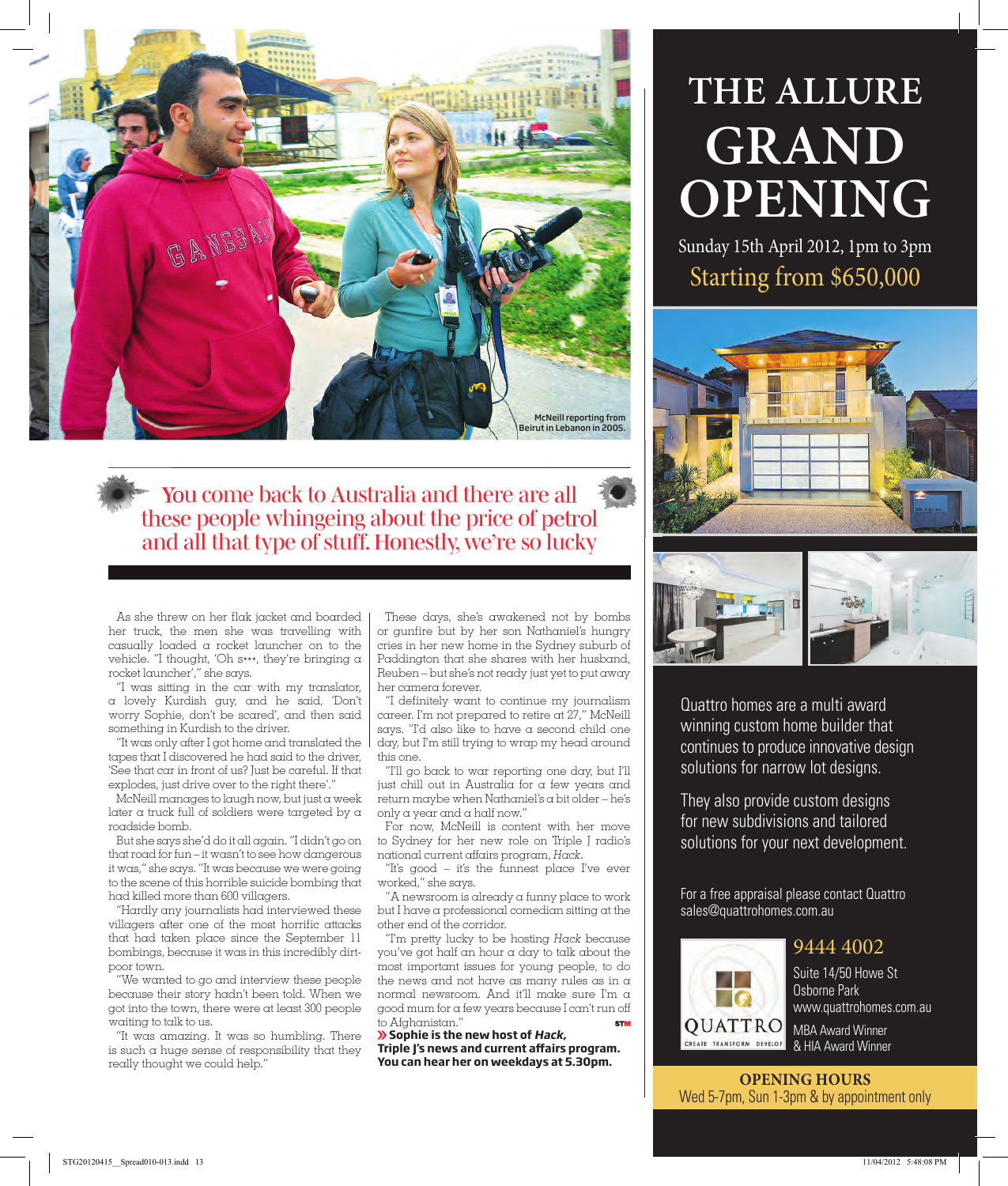McNeill reporting from Beirut in Lebanon in 2005.

## You come back to Australia and there are all these people whingeing about the price of petrol and all that type of stuff. Honestly, we're so lucky

As she threw on her flak jacket and boarded her truck, the men she was travelling with casually loaded a rocket launcher on to the vehicle. "I thought, 'Oh s***, they're bringing a rocket launcher'," she says.

"I was sitting in the car with my translator, a lovely Kurdish guy, and he said, 'Don't worry Sophie, don't be scared', and then said something in Kurdish to the driver.

"It was only after I got home and translated the tapes that I discovered he had said to the driver, 'See that car in front of us? Just be careful. If that explodes, just drive over to the right there'."

McNeill manages to laugh now, but just a week later a truck full of soldiers were targeted by a roadside bomb.

But she says she'd do it all again. "I didn't go on that road for fun – it wasn't to see how dangerous it was," she says. "It was because we were going to the scene of this horrible suicide bombing that had killed more than 600 villagers.

"Hardly any journalists had interviewed these villagers after one of the most horrific attacks that had taken place since the September 11 bombings, because it was in this incredibly dirt-poor town.

"We wanted to go and interview these people because their story hadn't been told. When we got into the town, there were at least 300 people waiting to talk to us.

"It was amazing. It was so humbling. There is such a huge sense of responsibility that they really thought we could help."

These days, she's awakened not by bombs or gunfire but by her son Nathaniel's hungry cries in her new home in the Sydney suburb of Paddington that she shares with her husband, Reuben – but she's not ready just yet to put away her camera forever.

"I definitely want to continue my journalism career. I'm not prepared to retire at 27," McNeill says. "I'd also like to have a second child one day, but I'm still trying to wrap my head around this one.

"I'll go back to war reporting one day, but I'll just chill out in Australia for a few years and return maybe when Nathaniel's a bit older – he's only a year and a half now."

For now, McNeill is content with her move to Sydney for her new role on Triple J radio's national current affairs program, *Hack*.

"It's good – it's the funnest place I've ever worked," she says.

"A newsroom is already a funny place to work but I have a professional comedian sitting at the other end of the corridor.

"I'm pretty lucky to be hosting *Hack* because you've got half an hour a day to talk about the most important issues for young people, to do the news and not have as many rules as in a normal newsroom. And it'll make sure I'm a good mum for a few years because I can't run off to Afghanistan." STM

**» Sophie is the new host of *Hack*, Triple J's news and current affairs program. You can hear her on weekdays at 5.30pm.**

# THE ALLURE
# GRAND OPENING

Sunday 15th April 2012, 1pm to 3pm

Starting from $650,000

Quattro homes are a multi award winning custom home builder that continues to produce innovative design solutions for narrow lot designs.

They also provide custom designs for new subdivisions and tailored solutions for your next development.

For a free appraisal please contact Quattro sales@quattrohomes.com.au

QUATTRO
CREATE TRANSFORM DEVELOP

9444 4002

Suite 14/50 Howe St
Osborne Park
www.quattrohomes.com.au

MBA Award Winner
& HIA Award Winner

**OPENING HOURS**
Wed 5-7pm, Sun 1-3pm & by appointment only